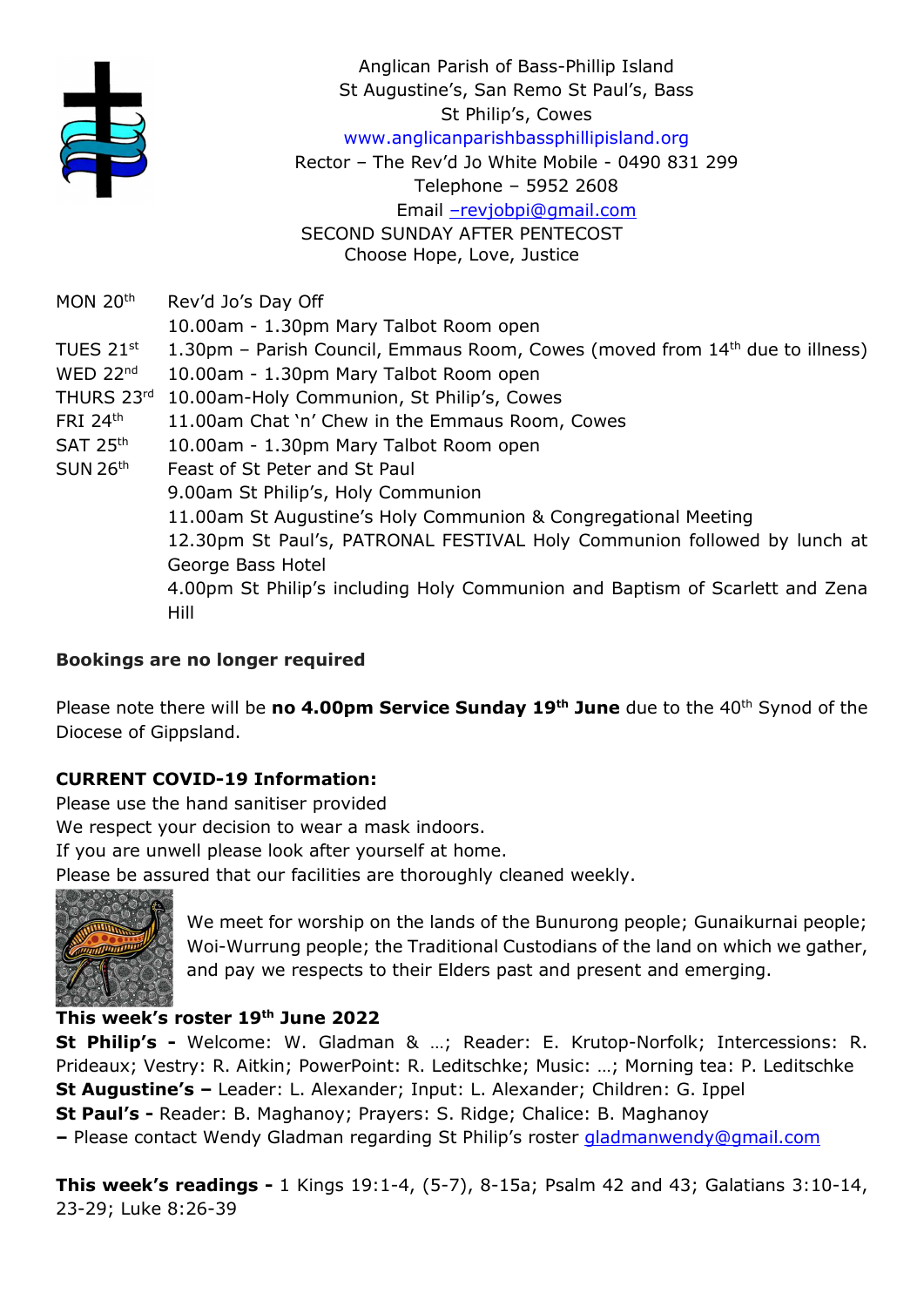Anglican Parish of Bass-Phillip Island
St Augustine's, San Remo St Paul's, Bass
St Philip's, Cowes
www.anglicanparishbassphillipisland.org
Rector – The Rev'd Jo White Mobile - 0490 831 299
Telephone – 5952 2608
Email –revjobpi@gmail.com

SECOND SUNDAY AFTER PENTECOST
Choose Hope, Love, Justice

| | |
|---|---|
| MON 20th | Rev'd Jo's Day Off |
| | 10.00am - 1.30pm Mary Talbot Room open |
| TUES 21st | 1.30pm – Parish Council, Emmaus Room, Cowes (moved from 14th due to illness) |
| WED 22nd | 10.00am - 1.30pm Mary Talbot Room open |
| THURS 23rd | 10.00am-Holy Communion, St Philip's, Cowes |
| FRI 24th | 11.00am Chat 'n' Chew in the Emmaus Room, Cowes |
| SAT 25th | 10.00am - 1.30pm Mary Talbot Room open |
| SUN 26th | Feast of St Peter and St Paul |
| | 9.00am St Philip's, Holy Communion |
| | 11.00am St Augustine's Holy Communion & Congregational Meeting |
| | 12.30pm St Paul's, PATRONAL FESTIVAL Holy Communion followed by lunch at George Bass Hotel |
| | 4.00pm St Philip's including Holy Communion and Baptism of Scarlett and Zena Hill |

**Bookings are no longer required**

Please note there will be **no 4.00pm Service Sunday 19th June** due to the 40th Synod of the Diocese of Gippsland.

**CURRENT COVID-19 Information:**
Please use the hand sanitiser provided
We respect your decision to wear a mask indoors.
If you are unwell please look after yourself at home.
Please be assured that our facilities are thoroughly cleaned weekly.

We meet for worship on the lands of the Bunurong people; Gunaikurnai people; Woi-Wurrung people; the Traditional Custodians of the land on which we gather, and pay we respects to their Elders past and present and emerging.

**This week's roster 19th June 2022**

**St Philip's -** Welcome: W. Gladman & …; Reader: E. Krutop-Norfolk; Intercessions: R. Prideaux; Vestry: R. Aitkin; PowerPoint: R. Leditschke; Music: …; Morning tea: P. Leditschke
**St Augustine's –** Leader: L. Alexander; Input: L. Alexander; Children: G. Ippel
**St Paul's -** Reader: B. Maghanoy; Prayers: S. Ridge; Chalice: B. Maghanoy
**–** Please contact Wendy Gladman regarding St Philip's roster gladmanwendy@gmail.com

**This week's readings -** 1 Kings 19:1-4, (5-7), 8-15a; Psalm 42 and 43; Galatians 3:10-14, 23-29; Luke 8:26-39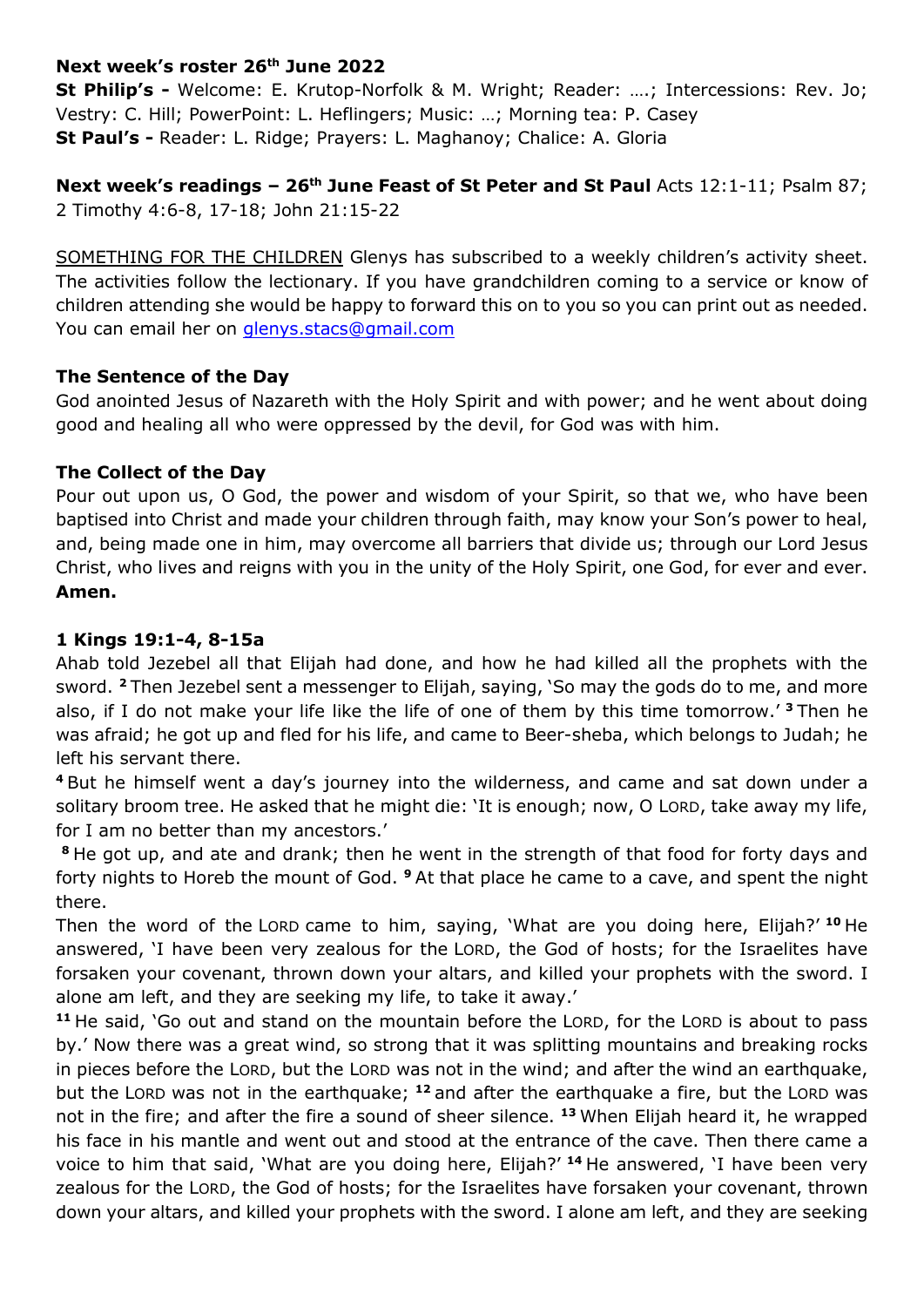**Next week's roster 26th June 2022**
**St Philip's -** Welcome: E. Krutop-Norfolk & M. Wright; Reader: ….; Intercessions: Rev. Jo; Vestry: C. Hill; PowerPoint: L. Heflingers; Music: …; Morning tea: P. Casey
**St Paul's -** Reader: L. Ridge; Prayers: L. Maghanoy; Chalice: A. Gloria

**Next week's readings – 26th June Feast of St Peter and St Paul** Acts 12:1-11; Psalm 87; 2 Timothy 4:6-8, 17-18; John 21:15-22

SOMETHING FOR THE CHILDREN Glenys has subscribed to a weekly children's activity sheet. The activities follow the lectionary. If you have grandchildren coming to a service or know of children attending she would be happy to forward this on to you so you can print out as needed. You can email her on glenys.stacs@gmail.com

**The Sentence of the Day**
God anointed Jesus of Nazareth with the Holy Spirit and with power; and he went about doing good and healing all who were oppressed by the devil, for God was with him.

**The Collect of the Day**
Pour out upon us, O God, the power and wisdom of your Spirit, so that we, who have been baptised into Christ and made your children through faith, may know your Son's power to heal, and, being made one in him, may overcome all barriers that divide us; through our Lord Jesus Christ, who lives and reigns with you in the unity of the Holy Spirit, one God, for ever and ever. **Amen.**

**1 Kings 19:1-4, 8-15a**
Ahab told Jezebel all that Elijah had done, and how he had killed all the prophets with the sword. **2** Then Jezebel sent a messenger to Elijah, saying, 'So may the gods do to me, and more also, if I do not make your life like the life of one of them by this time tomorrow.' **3** Then he was afraid; he got up and fled for his life, and came to Beer-sheba, which belongs to Judah; he left his servant there.
**4** But he himself went a day's journey into the wilderness, and came and sat down under a solitary broom tree. He asked that he might die: 'It is enough; now, O LORD, take away my life, for I am no better than my ancestors.'
**8** He got up, and ate and drank; then he went in the strength of that food for forty days and forty nights to Horeb the mount of God. **9** At that place he came to a cave, and spent the night there.
Then the word of the LORD came to him, saying, 'What are you doing here, Elijah?' **10** He answered, 'I have been very zealous for the LORD, the God of hosts; for the Israelites have forsaken your covenant, thrown down your altars, and killed your prophets with the sword. I alone am left, and they are seeking my life, to take it away.'
**11** He said, 'Go out and stand on the mountain before the LORD, for the LORD is about to pass by.' Now there was a great wind, so strong that it was splitting mountains and breaking rocks in pieces before the LORD, but the LORD was not in the wind; and after the wind an earthquake, but the LORD was not in the earthquake; **12** and after the earthquake a fire, but the LORD was not in the fire; and after the fire a sound of sheer silence. **13** When Elijah heard it, he wrapped his face in his mantle and went out and stood at the entrance of the cave. Then there came a voice to him that said, 'What are you doing here, Elijah?' **14** He answered, 'I have been very zealous for the LORD, the God of hosts; for the Israelites have forsaken your covenant, thrown down your altars, and killed your prophets with the sword. I alone am left, and they are seeking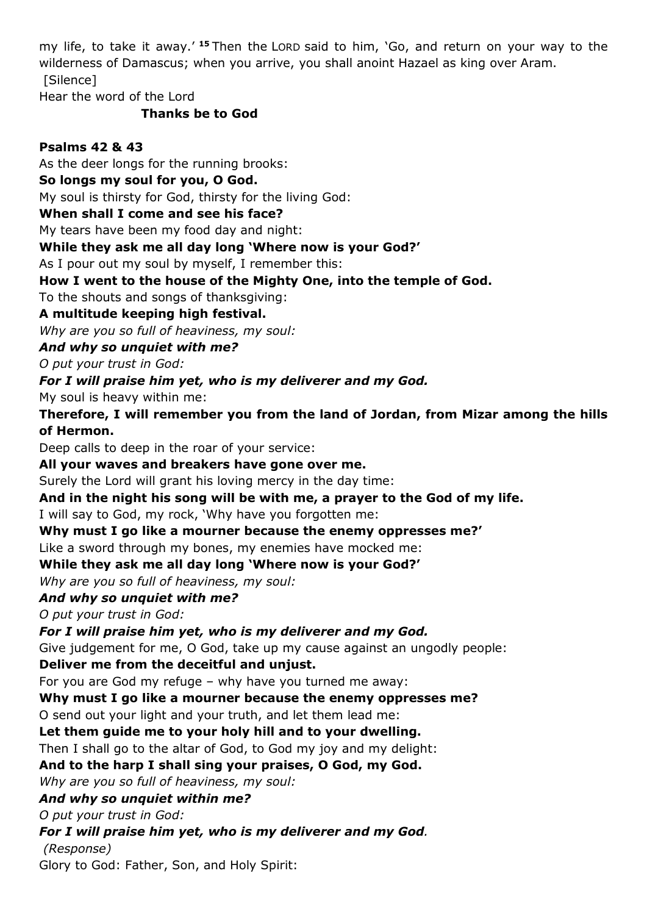my life, to take it away.’ [15] Then the LORD said to him, ‘Go, and return on your way to the wilderness of Damascus; when you arrive, you shall anoint Hazael as king over Aram.

[Silence]

Hear the word of the Lord

**Thanks be to God**

**Psalms 42 & 43**

As the deer longs for the running brooks:

**So longs my soul for you, O God.**

My soul is thirsty for God, thirsty for the living God:

**When shall I come and see his face?**

My tears have been my food day and night:

**While they ask me all day long ‘Where now is your God?’**

As I pour out my soul by myself, I remember this:

**How I went to the house of the Mighty One, into the temple of God.**

To the shouts and songs of thanksgiving:

**A multitude keeping high festival.**

*Why are you so full of heaviness, my soul:*

***And why so unquiet with me?***

*O put your trust in God:*

***For I will praise him yet, who is my deliverer and my God.***

My soul is heavy within me:

**Therefore, I will remember you from the land of Jordan, from Mizar among the hills of Hermon.**

Deep calls to deep in the roar of your service:

**All your waves and breakers have gone over me.**

Surely the Lord will grant his loving mercy in the day time:

**And in the night his song will be with me, a prayer to the God of my life.**

I will say to God, my rock, ‘Why have you forgotten me:

**Why must I go like a mourner because the enemy oppresses me?’**

Like a sword through my bones, my enemies have mocked me:

**While they ask me all day long ‘Where now is your God?’**

*Why are you so full of heaviness, my soul:*

***And why so unquiet with me?***

*O put your trust in God:*

***For I will praise him yet, who is my deliverer and my God.***

Give judgement for me, O God, take up my cause against an ungodly people:

**Deliver me from the deceitful and unjust.**

For you are God my refuge – why have you turned me away:

**Why must I go like a mourner because the enemy oppresses me?**

O send out your light and your truth, and let them lead me:

**Let them guide me to your holy hill and to your dwelling.**

Then I shall go to the altar of God, to God my joy and my delight:

**And to the harp I shall sing your praises, O God, my God.**

*Why are you so full of heaviness, my soul:*

***And why so unquiet within me?***

*O put your trust in God:*

***For I will praise him yet, who is my deliverer and my God.***

*(Response)*

Glory to God: Father, Son, and Holy Spirit: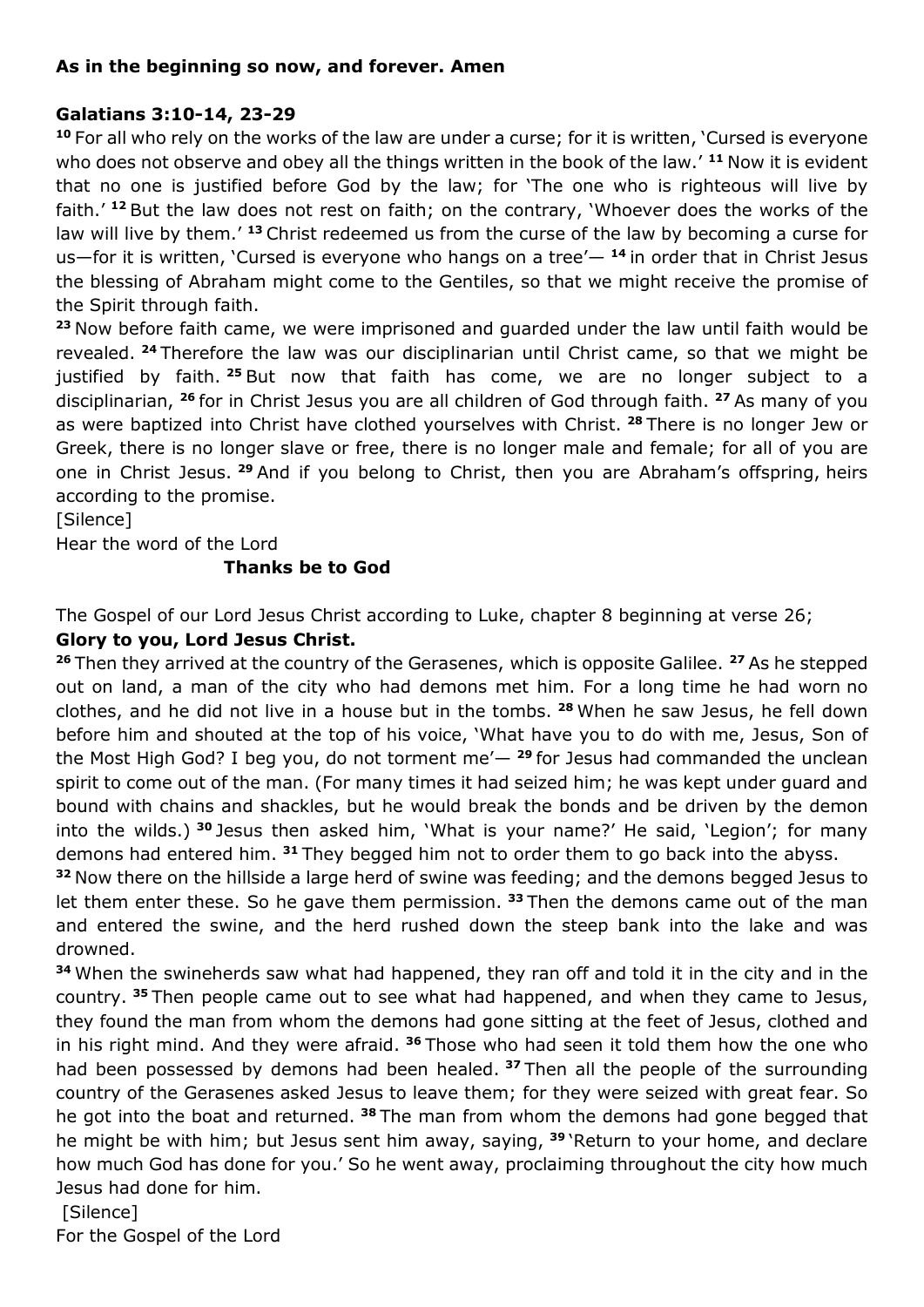**As in the beginning so now, and forever. Amen**

**Galatians 3:10-14, 23-29**

**10** For all who rely on the works of the law are under a curse; for it is written, 'Cursed is everyone who does not observe and obey all the things written in the book of the law.' **11** Now it is evident that no one is justified before God by the law; for 'The one who is righteous will live by faith.' **12** But the law does not rest on faith; on the contrary, 'Whoever does the works of the law will live by them.' **13** Christ redeemed us from the curse of the law by becoming a curse for us—for it is written, 'Cursed is everyone who hangs on a tree'— **14** in order that in Christ Jesus the blessing of Abraham might come to the Gentiles, so that we might receive the promise of the Spirit through faith.

**23** Now before faith came, we were imprisoned and guarded under the law until faith would be revealed. **24** Therefore the law was our disciplinarian until Christ came, so that we might be justified by faith. **25** But now that faith has come, we are no longer subject to a disciplinarian, **26** for in Christ Jesus you are all children of God through faith. **27** As many of you as were baptized into Christ have clothed yourselves with Christ. **28** There is no longer Jew or Greek, there is no longer slave or free, there is no longer male and female; for all of you are one in Christ Jesus. **29** And if you belong to Christ, then you are Abraham's offspring, heirs according to the promise.

[Silence]

Hear the word of the Lord

**Thanks be to God**

The Gospel of our Lord Jesus Christ according to Luke, chapter 8 beginning at verse 26;

**Glory to you, Lord Jesus Christ.**

**26** Then they arrived at the country of the Gerasenes, which is opposite Galilee. **27** As he stepped out on land, a man of the city who had demons met him. For a long time he had worn no clothes, and he did not live in a house but in the tombs. **28** When he saw Jesus, he fell down before him and shouted at the top of his voice, 'What have you to do with me, Jesus, Son of the Most High God? I beg you, do not torment me'— **29** for Jesus had commanded the unclean spirit to come out of the man. (For many times it had seized him; he was kept under guard and bound with chains and shackles, but he would break the bonds and be driven by the demon into the wilds.) **30** Jesus then asked him, 'What is your name?' He said, 'Legion'; for many demons had entered him. **31** They begged him not to order them to go back into the abyss.

**32** Now there on the hillside a large herd of swine was feeding; and the demons begged Jesus to let them enter these. So he gave them permission. **33** Then the demons came out of the man and entered the swine, and the herd rushed down the steep bank into the lake and was drowned.

**34** When the swineherds saw what had happened, they ran off and told it in the city and in the country. **35** Then people came out to see what had happened, and when they came to Jesus, they found the man from whom the demons had gone sitting at the feet of Jesus, clothed and in his right mind. And they were afraid. **36** Those who had seen it told them how the one who had been possessed by demons had been healed. **37** Then all the people of the surrounding country of the Gerasenes asked Jesus to leave them; for they were seized with great fear. So he got into the boat and returned. **38** The man from whom the demons had gone begged that he might be with him; but Jesus sent him away, saying, **39** 'Return to your home, and declare how much God has done for you.' So he went away, proclaiming throughout the city how much Jesus had done for him.

[Silence]

For the Gospel of the Lord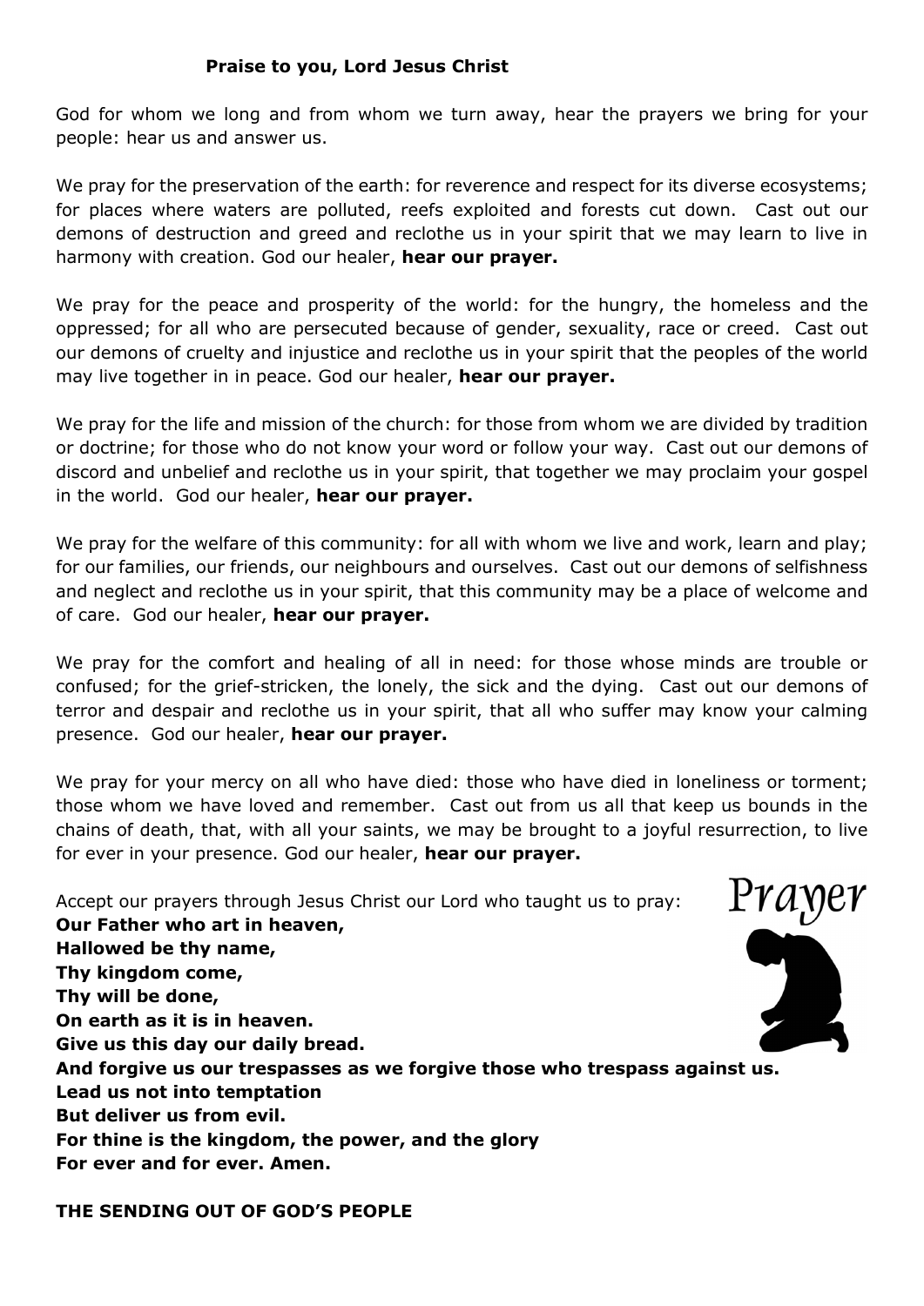**Praise to you, Lord Jesus Christ**

God for whom we long and from whom we turn away, hear the prayers we bring for your people: hear us and answer us.

We pray for the preservation of the earth: for reverence and respect for its diverse ecosystems; for places where waters are polluted, reefs exploited and forests cut down. Cast out our demons of destruction and greed and reclothe us in your spirit that we may learn to live in harmony with creation. God our healer, **hear our prayer.**

We pray for the peace and prosperity of the world: for the hungry, the homeless and the oppressed; for all who are persecuted because of gender, sexuality, race or creed. Cast out our demons of cruelty and injustice and reclothe us in your spirit that the peoples of the world may live together in in peace. God our healer, **hear our prayer.**

We pray for the life and mission of the church: for those from whom we are divided by tradition or doctrine; for those who do not know your word or follow your way. Cast out our demons of discord and unbelief and reclothe us in your spirit, that together we may proclaim your gospel in the world. God our healer, **hear our prayer.**

We pray for the welfare of this community: for all with whom we live and work, learn and play; for our families, our friends, our neighbours and ourselves. Cast out our demons of selfishness and neglect and reclothe us in your spirit, that this community may be a place of welcome and of care. God our healer, **hear our prayer.**

We pray for the comfort and healing of all in need: for those whose minds are trouble or confused; for the grief-stricken, the lonely, the sick and the dying. Cast out our demons of terror and despair and reclothe us in your spirit, that all who suffer may know your calming presence. God our healer, **hear our prayer.**

We pray for your mercy on all who have died: those who have died in loneliness or torment; those whom we have loved and remember. Cast out from us all that keep us bounds in the chains of death, that, with all your saints, we may be brought to a joyful resurrection, to live for ever in your presence. God our healer, **hear our prayer.**

Accept our prayers through Jesus Christ our Lord who taught us to pray:

Prayer

**Our Father who art in heaven,**
**Hallowed be thy name,**
**Thy kingdom come,**
**Thy will be done,**
**On earth as it is in heaven.**
**Give us this day our daily bread.**
**And forgive us our trespasses as we forgive those who trespass against us.**
**Lead us not into temptation**
**But deliver us from evil.**
**For thine is the kingdom, the power, and the glory**
**For ever and for ever. Amen.**

**THE SENDING OUT OF GOD'S PEOPLE**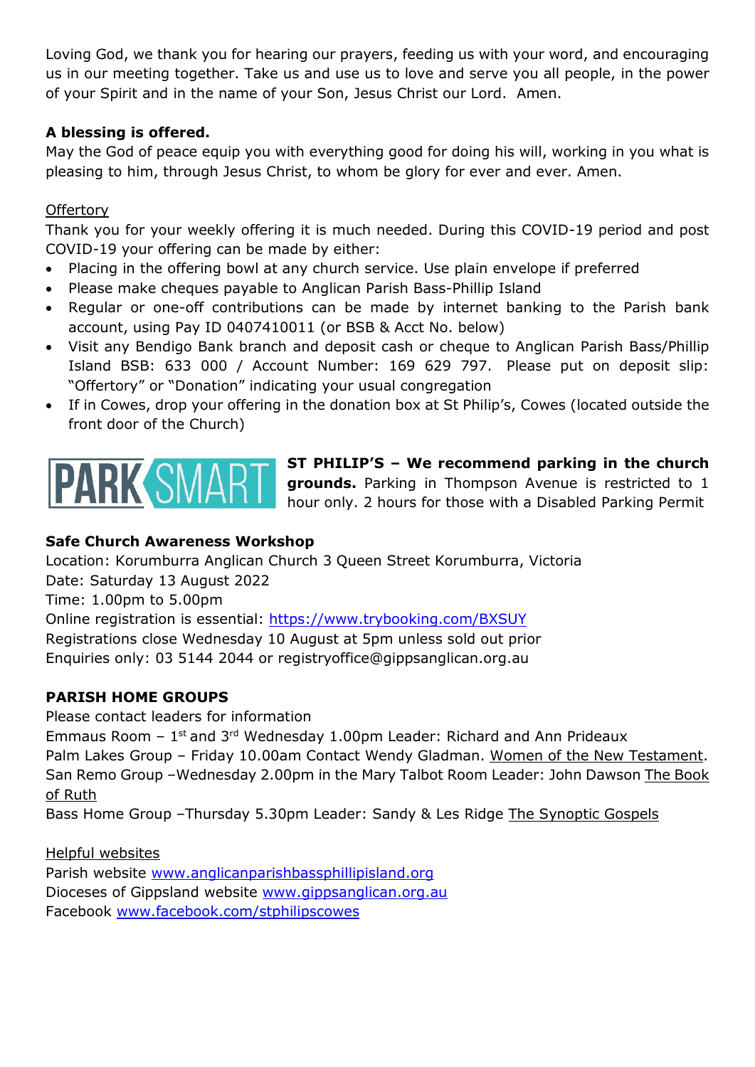Loving God, we thank you for hearing our prayers, feeding us with your word, and encouraging us in our meeting together. Take us and use us to love and serve you all people, in the power of your Spirit and in the name of your Son, Jesus Christ our Lord. Amen.

**A blessing is offered.**
May the God of peace equip you with everything good for doing his will, working in you what is pleasing to him, through Jesus Christ, to whom be glory for ever and ever. Amen.

Offertory
Thank you for your weekly offering it is much needed. During this COVID-19 period and post COVID-19 your offering can be made by either:

- Placing in the offering bowl at any church service. Use plain envelope if preferred
- Please make cheques payable to Anglican Parish Bass-Phillip Island
- Regular or one-off contributions can be made by internet banking to the Parish bank account, using Pay ID 0407410011 (or BSB & Acct No. below)
- Visit any Bendigo Bank branch and deposit cash or cheque to Anglican Parish Bass/Phillip Island BSB: 633 000 / Account Number: 169 629 797. Please put on deposit slip: "Offertory" or "Donation" indicating your usual congregation
- If in Cowes, drop your offering in the donation box at St Philip's, Cowes (located outside the front door of the Church)

PARK SMART

**ST PHILIP'S – We recommend parking in the church grounds.** Parking in Thompson Avenue is restricted to 1 hour only. 2 hours for those with a Disabled Parking Permit

**Safe Church Awareness Workshop**
Location: Korumburra Anglican Church 3 Queen Street Korumburra, Victoria
Date: Saturday 13 August 2022
Time: 1.00pm to 5.00pm
Online registration is essential: https://www.trybooking.com/BXSUY
Registrations close Wednesday 10 August at 5pm unless sold out prior
Enquiries only: 03 5144 2044 or registryoffice@gippsanglican.org.au

**PARISH HOME GROUPS**
Please contact leaders for information
Emmaus Room – 1st and 3rd Wednesday 1.00pm Leader: Richard and Ann Prideaux
Palm Lakes Group – Friday 10.00am Contact Wendy Gladman. Women of the New Testament.
San Remo Group –Wednesday 2.00pm in the Mary Talbot Room Leader: John Dawson The Book of Ruth
Bass Home Group –Thursday 5.30pm Leader: Sandy & Les Ridge The Synoptic Gospels

Helpful websites
Parish website www.anglicanparishbassphillipisland.org
Dioceses of Gippsland website www.gippsanglican.org.au
Facebook www.facebook.com/stphilipscowes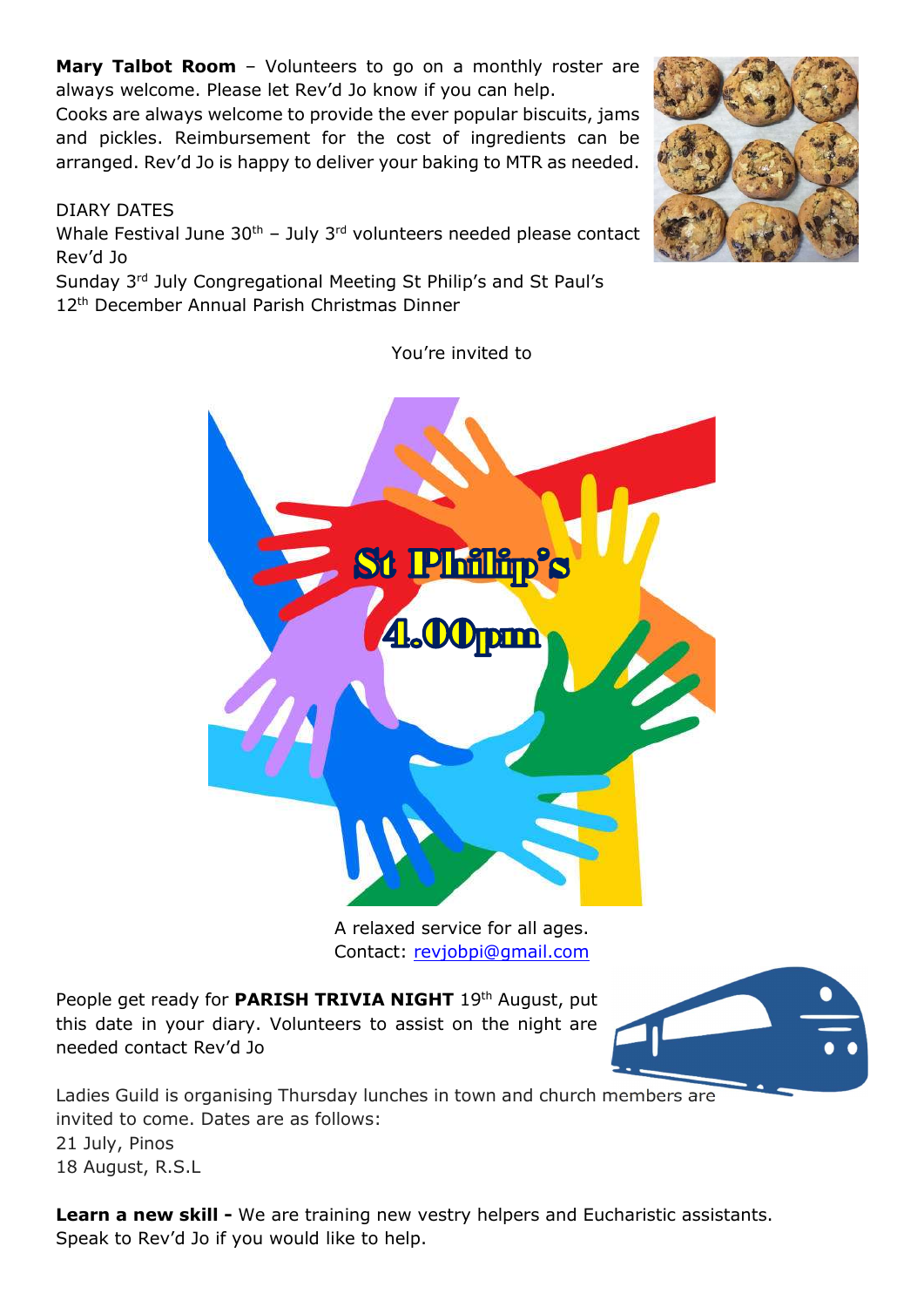**Mary Talbot Room** – Volunteers to go on a monthly roster are always welcome. Please let Rev'd Jo know if you can help.
Cooks are always welcome to provide the ever popular biscuits, jams and pickles. Reimbursement for the cost of ingredients can be arranged. Rev'd Jo is happy to deliver your baking to MTR as needed.

DIARY DATES
Whale Festival June 30th – July 3rd volunteers needed please contact Rev'd Jo
Sunday 3rd July Congregational Meeting St Philip's and St Paul's
12th December Annual Parish Christmas Dinner

You're invited to

St Philip's

4.00pm

A relaxed service for all ages.
Contact: revjobpi@gmail.com

People get ready for **PARISH TRIVIA NIGHT** 19th August, put this date in your diary. Volunteers to assist on the night are needed contact Rev'd Jo

Ladies Guild is organising Thursday lunches in town and church members are invited to come. Dates are as follows:
21 July, Pinos
18 August, R.S.L

**Learn a new skill -** We are training new vestry helpers and Eucharistic assistants. Speak to Rev'd Jo if you would like to help.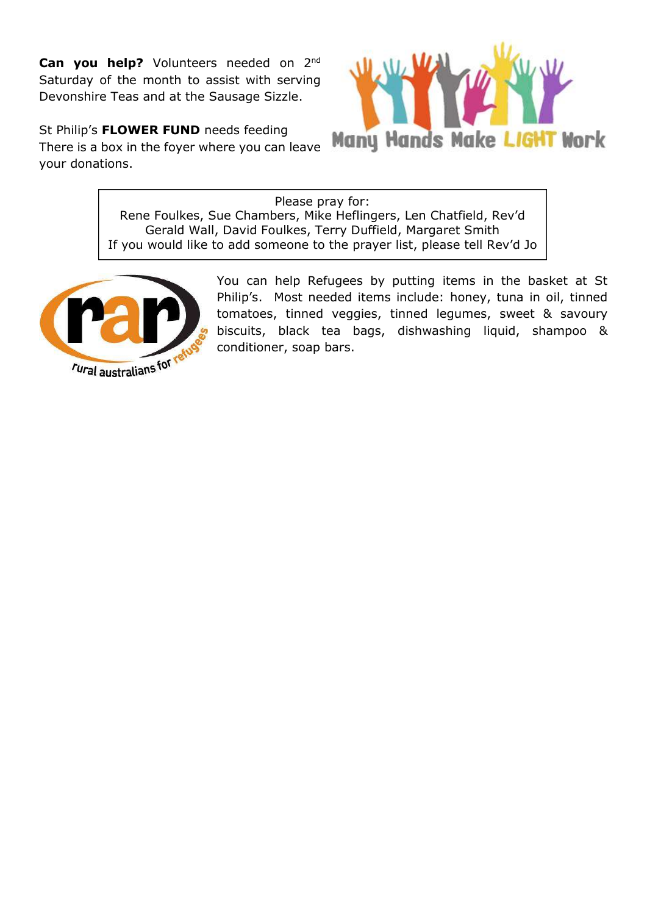**Can you help?** Volunteers needed on 2nd Saturday of the month to assist with serving Devonshire Teas and at the Sausage Sizzle.

St Philip's **FLOWER FUND** needs feeding
There is a box in the foyer where you can leave your donations.

Please pray for:
Rene Foulkes, Sue Chambers, Mike Heflingers, Len Chatfield, Rev'd Gerald Wall, David Foulkes, Terry Duffield, Margaret Smith
If you would like to add someone to the prayer list, please tell Rev'd Jo

You can help Refugees by putting items in the basket at St Philip's. Most needed items include: honey, tuna in oil, tinned tomatoes, tinned veggies, tinned legumes, sweet & savoury biscuits, black tea bags, dishwashing liquid, shampoo & conditioner, soap bars.